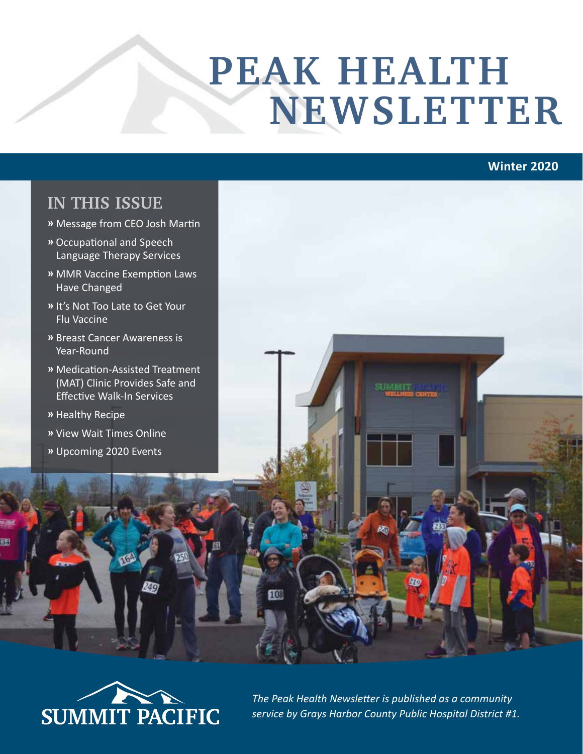# PEAK HEALTH NEWSLETTER

**Winter 2020**

## IN THIS ISSUE

- » Message from CEO Josh Martin
- » Occupational and Speech Language Therapy Services
- » MMR Vaccine Exemption Laws Have Changed
- » It's Not Too Late to Get Your Flu Vaccine
- » Breast Cancer Awareness is Year-Round
- » Medication-Assisted Treatment (MAT) Clinic Provides Safe and Effective Walk-In Services
- » Healthy Recipe
- » View Wait Times Online
- » Upcoming 2020 Events

SUMMIT PACIFIC

*The Peak Health Newsletter is published as a community service by Grays Harbor County Public Hospital District #1.*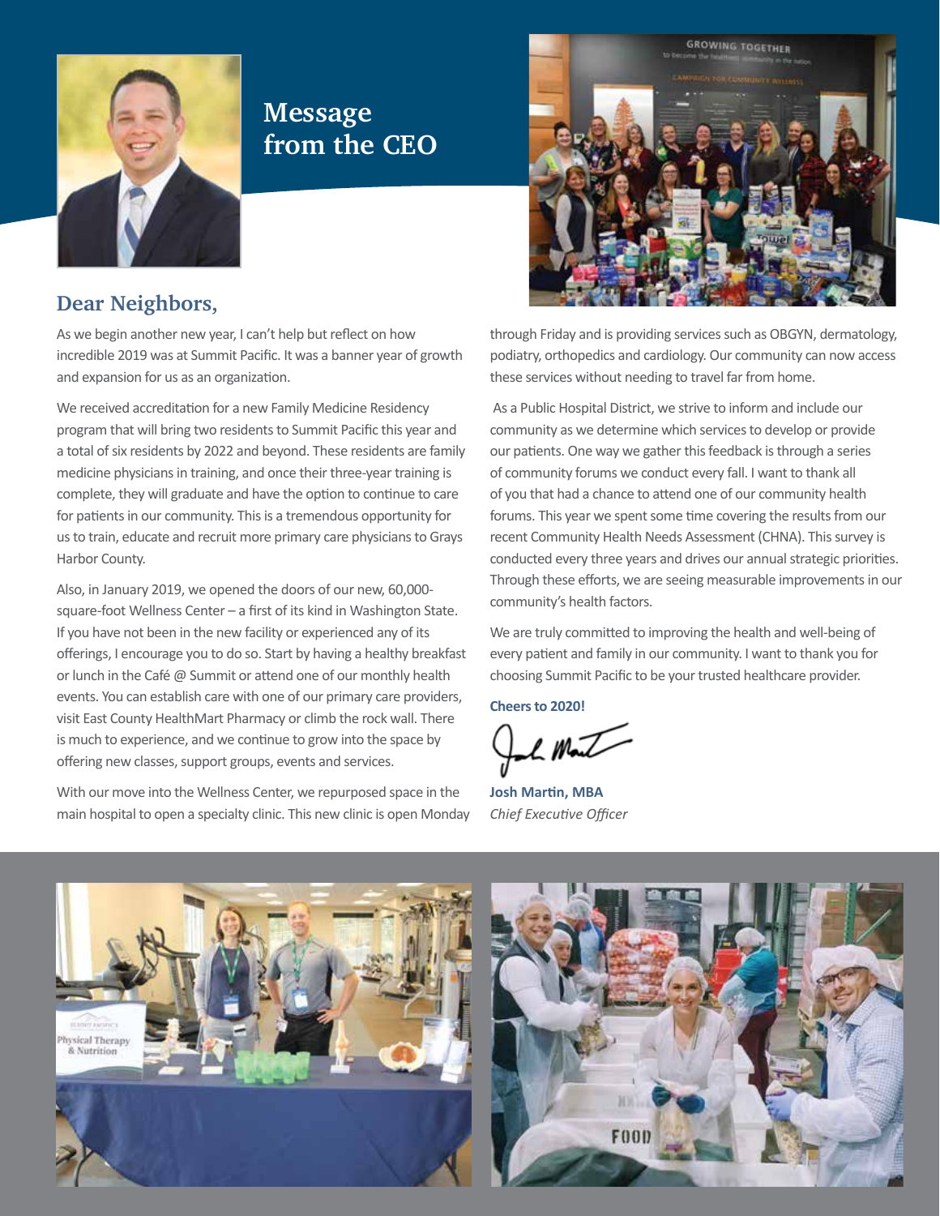# Message from the CEO

## Dear Neighbors,

As we begin another new year, I can't help but reflect on how incredible 2019 was at Summit Pacific. It was a banner year of growth and expansion for us as an organization.

We received accreditation for a new Family Medicine Residency program that will bring two residents to Summit Pacific this year and a total of six residents by 2022 and beyond. These residents are family medicine physicians in training, and once their three-year training is complete, they will graduate and have the option to continue to care for patients in our community. This is a tremendous opportunity for us to train, educate and recruit more primary care physicians to Grays Harbor County.

Also, in January 2019, we opened the doors of our new, 60,000-square-foot Wellness Center – a first of its kind in Washington State. If you have not been in the new facility or experienced any of its offerings, I encourage you to do so. Start by having a healthy breakfast or lunch in the Café @ Summit or attend one of our monthly health events. You can establish care with one of our primary care providers, visit East County HealthMart Pharmacy or climb the rock wall. There is much to experience, and we continue to grow into the space by offering new classes, support groups, events and services.

With our move into the Wellness Center, we repurposed space in the main hospital to open a specialty clinic. This new clinic is open Monday through Friday and is providing services such as OBGYN, dermatology, podiatry, orthopedics and cardiology. Our community can now access these services without needing to travel far from home.

As a Public Hospital District, we strive to inform and include our community as we determine which services to develop or provide our patients. One way we gather this feedback is through a series of community forums we conduct every fall. I want to thank all of you that had a chance to attend one of our community health forums. This year we spent some time covering the results from our recent Community Health Needs Assessment (CHNA). This survey is conducted every three years and drives our annual strategic priorities. Through these efforts, we are seeing measurable improvements in our community's health factors.

We are truly committed to improving the health and well-being of every patient and family in our community. I want to thank you for choosing Summit Pacific to be your trusted healthcare provider.

**Cheers to 2020!**

**Josh Martin, MBA**
*Chief Executive Officer*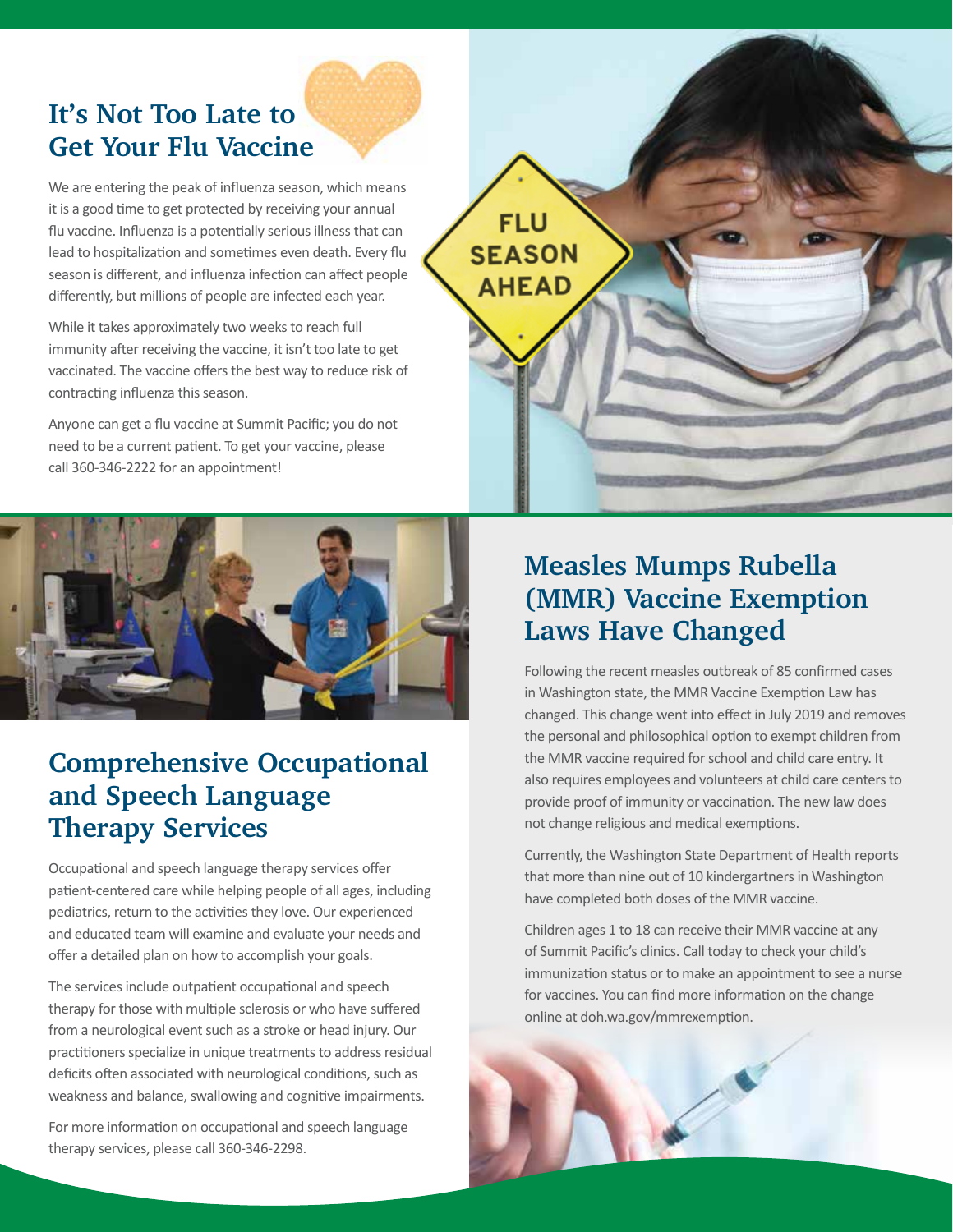## It's Not Too Late to Get Your Flu Vaccine

We are entering the peak of influenza season, which means it is a good time to get protected by receiving your annual flu vaccine. Influenza is a potentially serious illness that can lead to hospitalization and sometimes even death. Every flu season is different, and influenza infection can affect people differently, but millions of people are infected each year.

While it takes approximately two weeks to reach full immunity after receiving the vaccine, it isn't too late to get vaccinated. The vaccine offers the best way to reduce risk of contracting influenza this season.

Anyone can get a flu vaccine at Summit Pacific; you do not need to be a current patient. To get your vaccine, please call 360-346-2222 for an appointment!

## Comprehensive Occupational and Speech Language Therapy Services

Occupational and speech language therapy services offer patient-centered care while helping people of all ages, including pediatrics, return to the activities they love. Our experienced and educated team will examine and evaluate your needs and offer a detailed plan on how to accomplish your goals.

The services include outpatient occupational and speech therapy for those with multiple sclerosis or who have suffered from a neurological event such as a stroke or head injury. Our practitioners specialize in unique treatments to address residual deficits often associated with neurological conditions, such as weakness and balance, swallowing and cognitive impairments.

For more information on occupational and speech language therapy services, please call 360-346-2298.

## Measles Mumps Rubella (MMR) Vaccine Exemption Laws Have Changed

Following the recent measles outbreak of 85 confirmed cases in Washington state, the MMR Vaccine Exemption Law has changed. This change went into effect in July 2019 and removes the personal and philosophical option to exempt children from the MMR vaccine required for school and child care entry. It also requires employees and volunteers at child care centers to provide proof of immunity or vaccination. The new law does not change religious and medical exemptions.

Currently, the Washington State Department of Health reports that more than nine out of 10 kindergartners in Washington have completed both doses of the MMR vaccine.

Children ages 1 to 18 can receive their MMR vaccine at any of Summit Pacific's clinics. Call today to check your child's immunization status or to make an appointment to see a nurse for vaccines. You can find more information on the change online at doh.wa.gov/mmrexemption.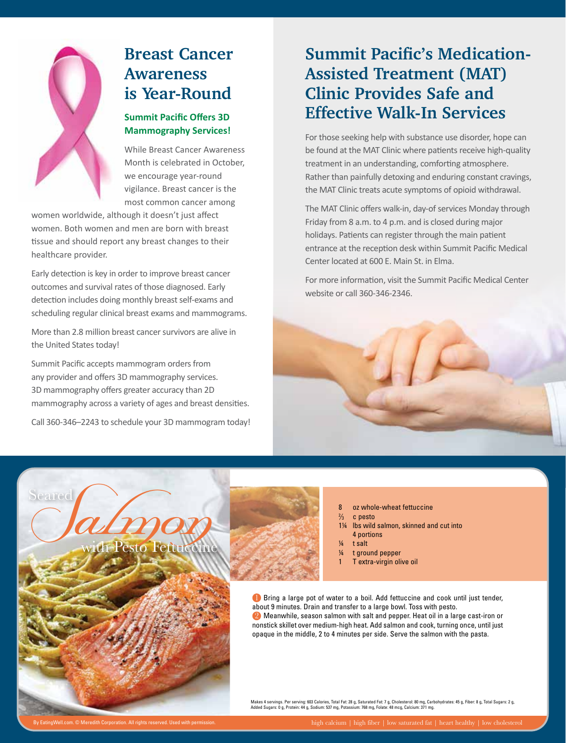# Breast Cancer Awareness is Year-Round

### Summit Pacific Offers 3D Mammography Services!

While Breast Cancer Awareness Month is celebrated in October, we encourage year-round vigilance. Breast cancer is the most common cancer among women worldwide, although it doesn't just affect women. Both women and men are born with breast tissue and should report any breast changes to their healthcare provider.

Early detection is key in order to improve breast cancer outcomes and survival rates of those diagnosed. Early detection includes doing monthly breast self-exams and scheduling regular clinical breast exams and mammograms.

More than 2.8 million breast cancer survivors are alive in the United States today!

Summit Pacific accepts mammogram orders from any provider and offers 3D mammography services. 3D mammography offers greater accuracy than 2D mammography across a variety of ages and breast densities.

Call 360-346–2243 to schedule your 3D mammogram today!

# Summit Pacific's Medication-Assisted Treatment (MAT) Clinic Provides Safe and Effective Walk-In Services

For those seeking help with substance use disorder, hope can be found at the MAT Clinic where patients receive high-quality treatment in an understanding, comforting atmosphere. Rather than painfully detoxing and enduring constant cravings, the MAT Clinic treats acute symptoms of opioid withdrawal.

The MAT Clinic offers walk-in, day-of services Monday through Friday from 8 a.m. to 4 p.m. and is closed during major holidays. Patients can register through the main patient entrance at the reception desk within Summit Pacific Medical Center located at 600 E. Main St. in Elma.

For more information, visit the Summit Pacific Medical Center website or call 360-346-2346.

# Seared Salmon with Pesto Fettuccine

- 8 oz whole-wheat fettuccine
- ⅔ c pesto
- 1¼ lbs wild salmon, skinned and cut into 4 portions
- ¼ t salt
- ¼ t ground pepper
- 1 T extra-virgin olive oil

1. Bring a large pot of water to a boil. Add fettuccine and cook until just tender, about 9 minutes. Drain and transfer to a large bowl. Toss with pesto.
2. Meanwhile, season salmon with salt and pepper. Heat oil in a large cast-iron or nonstick skillet over medium-high heat. Add salmon and cook, turning once, until just opaque in the middle, 2 to 4 minutes per side. Serve the salmon with the pasta.

Makes 4 servings. Per serving: 603 Calories, Total Fat: 28 g, Saturated Fat: 7 g, Cholesterol: 80 mg, Carbohydrates: 45 g, Fiber: 8 g, Total Sugars: 2 g, Added Sugars: 0 g, Protein: 44 g, Sodium: 537 mg, Potassium: 768 mg, Folate: 48 mcg, Calcium: 371 mg.

By EatingWell.com. © Meredith Corporation. All rights reserved. Used with permission.

high calcium | high fiber | low saturated fat | heart healthy | low cholesterol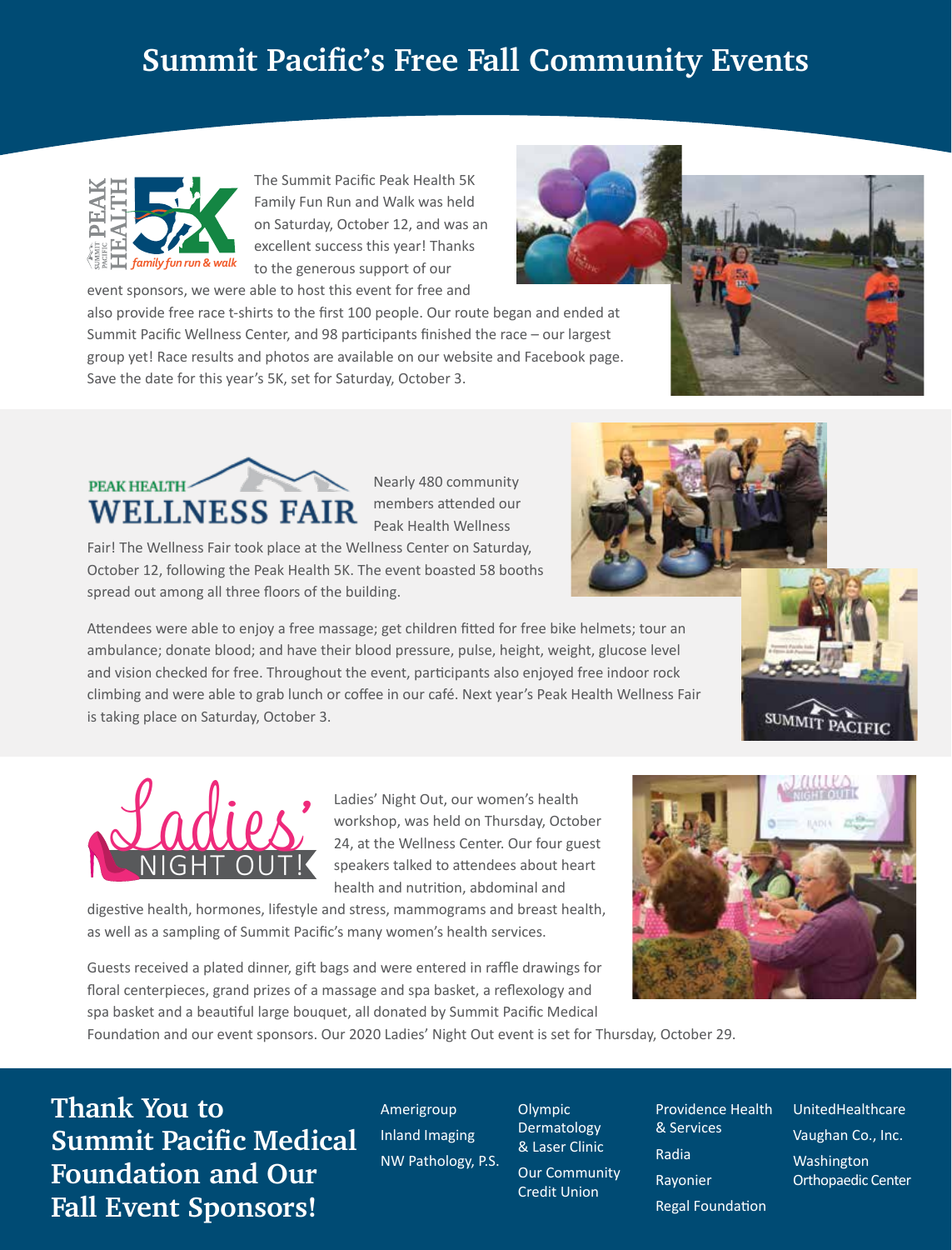# Summit Pacific's Free Fall Community Events

The Summit Pacific Peak Health 5K Family Fun Run and Walk was held on Saturday, October 12, and was an excellent success this year! Thanks to the generous support of our event sponsors, we were able to host this event for free and also provide free race t-shirts to the first 100 people. Our route began and ended at Summit Pacific Wellness Center, and 98 participants finished the race – our largest group yet! Race results and photos are available on our website and Facebook page. Save the date for this year's 5K, set for Saturday, October 3.

Nearly 480 community members attended our Peak Health Wellness Fair! The Wellness Fair took place at the Wellness Center on Saturday, October 12, following the Peak Health 5K. The event boasted 58 booths spread out among all three floors of the building.

Attendees were able to enjoy a free massage; get children fitted for free bike helmets; tour an ambulance; donate blood; and have their blood pressure, pulse, height, weight, glucose level and vision checked for free. Throughout the event, participants also enjoyed free indoor rock climbing and were able to grab lunch or coffee in our café. Next year's Peak Health Wellness Fair is taking place on Saturday, October 3.

Ladies' Night Out, our women's health workshop, was held on Thursday, October 24, at the Wellness Center. Our four guest speakers talked to attendees about heart health and nutrition, abdominal and digestive health, hormones, lifestyle and stress, mammograms and breast health, as well as a sampling of Summit Pacific's many women's health services.

Guests received a plated dinner, gift bags and were entered in raffle drawings for floral centerpieces, grand prizes of a massage and spa basket, a reflexology and spa basket and a beautiful large bouquet, all donated by Summit Pacific Medical Foundation and our event sponsors. Our 2020 Ladies' Night Out event is set for Thursday, October 29.

## Thank You to Summit Pacific Medical Foundation and Our Fall Event Sponsors!

- Amerigroup
- Inland Imaging
- NW Pathology, P.S.
- Olympic Dermatology & Laser Clinic
- Our Community Credit Union
- Providence Health & Services
- Radia
- Rayonier
- Regal Foundation
- UnitedHealthcare
- Vaughan Co., Inc.
- Washington Orthopaedic Center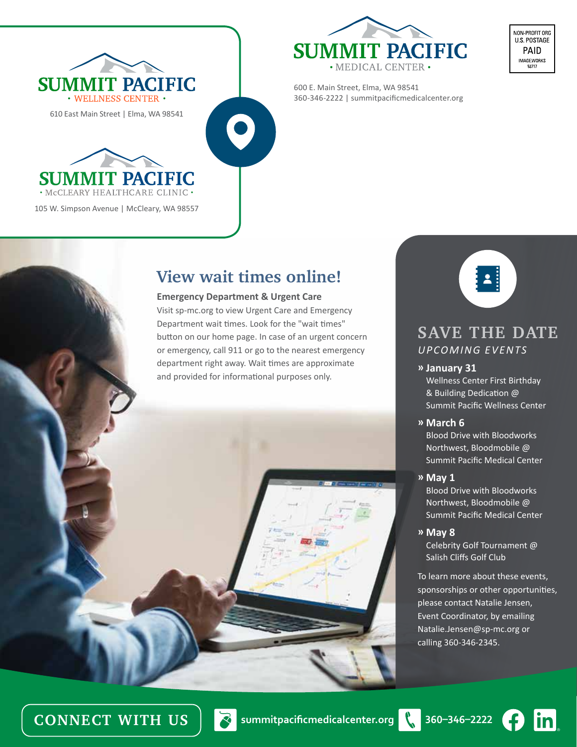SUMMIT PACIFIC
• WELLNESS CENTER •

610 East Main Street | Elma, WA 98541

SUMMIT PACIFIC
• McCLEARY HEALTHCARE CLINIC •

105 W. Simpson Avenue | McCleary, WA 98557

SUMMIT PACIFIC
• MEDICAL CENTER •

600 E. Main Street, Elma, WA 98541
360-346-2222 | summitpacificmedicalcenter.org

NON-PROFIT ORG
U.S. POSTAGE
PAID
IMAGEWORKS
53717

## View wait times online!

**Emergency Department & Urgent Care**

Visit sp-mc.org to view Urgent Care and Emergency Department wait times. Look for the "wait times" button on our home page. In case of an urgent concern or emergency, call 911 or go to the nearest emergency department right away. Wait times are approximate and provided for informational purposes only.

## SAVE THE DATE

*UPCOMING EVENTS*

» **January 31**
Wellness Center First Birthday & Building Dedication @ Summit Pacific Wellness Center

» **March 6**
Blood Drive with Bloodworks Northwest, Bloodmobile @ Summit Pacific Medical Center

» **May 1**
Blood Drive with Bloodworks Northwest, Bloodmobile @ Summit Pacific Medical Center

» **May 8**
Celebrity Golf Tournament @ Salish Cliffs Golf Club

To learn more about these events, sponsorships or other opportunities, please contact Natalie Jensen, Event Coordinator, by emailing Natalie.Jensen@sp-mc.org or calling 360-346-2345.

CONNECT WITH US

summitpacificmedicalcenter.org | 360–346–2222